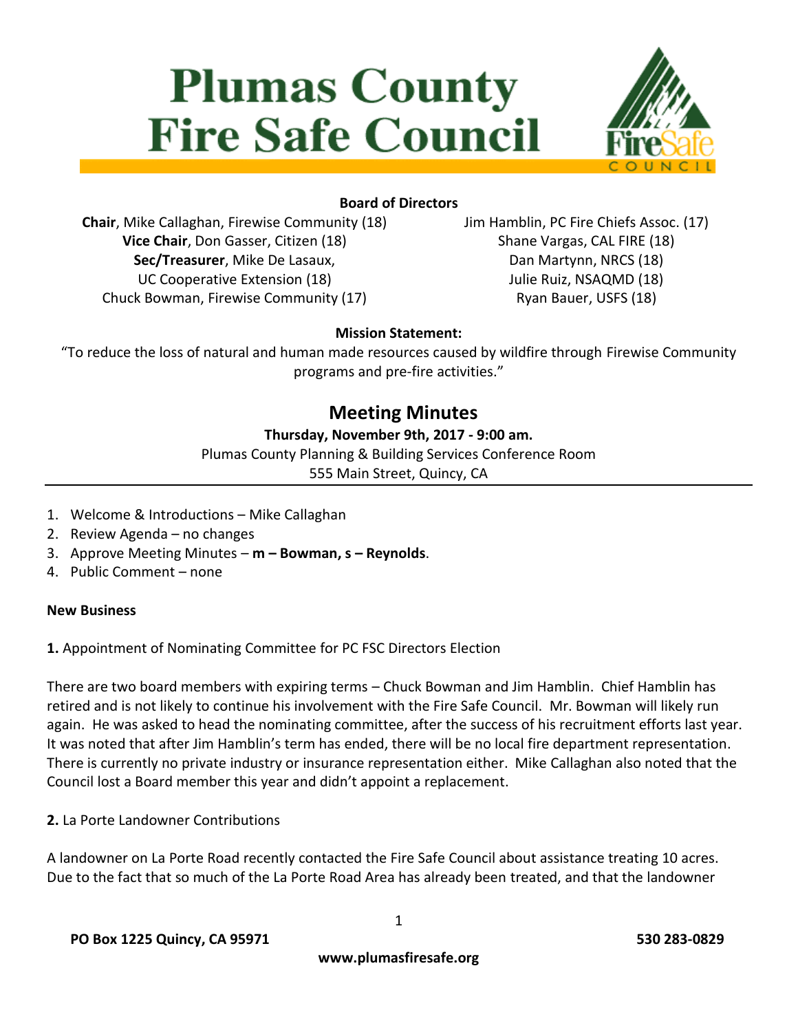# Plumas County Fire Safe Council

**Board of Directors**

**Chair**, Mike Callaghan, Firewise Community (18)
**Vice Chair**, Don Gasser, Citizen (18)
**Sec/Treasurer**, Mike De Lasaux, UC Cooperative Extension (18)
Chuck Bowman, Firewise Community (17)
Jim Hamblin, PC Fire Chiefs Assoc. (17)
Shane Vargas, CAL FIRE (18)
Dan Martynn, NRCS (18)
Julie Ruiz, NSAQMD (18)
Ryan Bauer, USFS (18)

**Mission Statement:**

"To reduce the loss of natural and human made resources caused by wildfire through Firewise Community programs and pre-fire activities."

## Meeting Minutes

**Thursday, November 9th, 2017 - 9:00 am.**

Plumas County Planning & Building Services Conference Room
555 Main Street, Quincy, CA

---

1. Welcome & Introductions – Mike Callaghan
2. Review Agenda – no changes
3. Approve Meeting Minutes – **m – Bowman, s – Reynolds**.
4. Public Comment – none

**New Business**

**1.** Appointment of Nominating Committee for PC FSC Directors Election

There are two board members with expiring terms – Chuck Bowman and Jim Hamblin. Chief Hamblin has retired and is not likely to continue his involvement with the Fire Safe Council. Mr. Bowman will likely run again. He was asked to head the nominating committee, after the success of his recruitment efforts last year. It was noted that after Jim Hamblin's term has ended, there will be no local fire department representation. There is currently no private industry or insurance representation either. Mike Callaghan also noted that the Council lost a Board member this year and didn't appoint a replacement.

**2.** La Porte Landowner Contributions

A landowner on La Porte Road recently contacted the Fire Safe Council about assistance treating 10 acres. Due to the fact that so much of the La Porte Road Area has already been treated, and that the landowner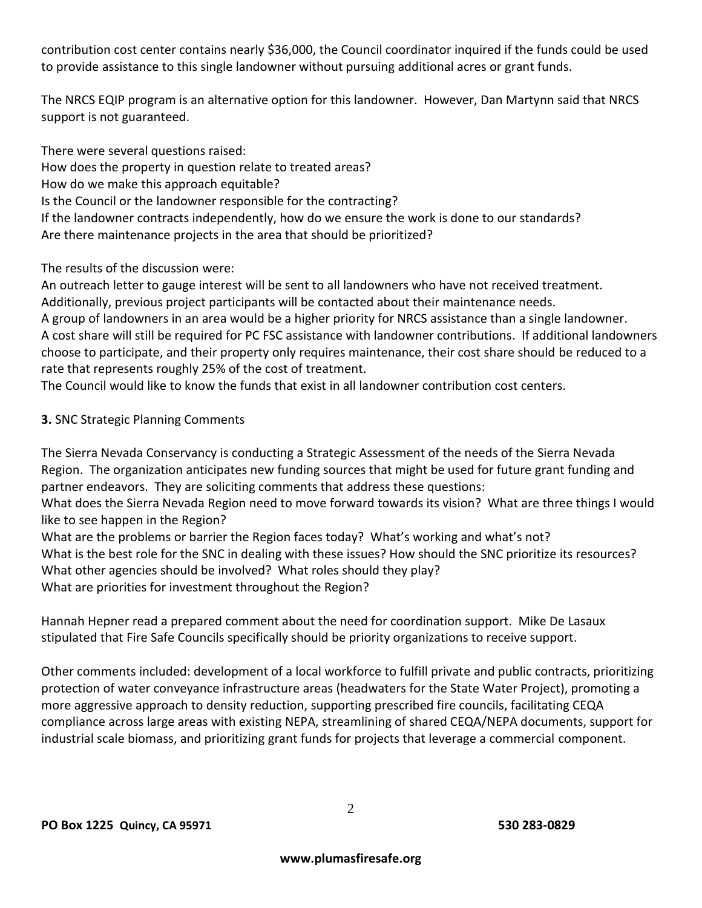contribution cost center contains nearly $36,000, the Council coordinator inquired if the funds could be used to provide assistance to this single landowner without pursuing additional acres or grant funds.

The NRCS EQIP program is an alternative option for this landowner. However, Dan Martynn said that NRCS support is not guaranteed.

There were several questions raised:
How does the property in question relate to treated areas?
How do we make this approach equitable?
Is the Council or the landowner responsible for the contracting?
If the landowner contracts independently, how do we ensure the work is done to our standards?
Are there maintenance projects in the area that should be prioritized?

The results of the discussion were:
An outreach letter to gauge interest will be sent to all landowners who have not received treatment. Additionally, previous project participants will be contacted about their maintenance needs.
A group of landowners in an area would be a higher priority for NRCS assistance than a single landowner.
A cost share will still be required for PC FSC assistance with landowner contributions. If additional landowners choose to participate, and their property only requires maintenance, their cost share should be reduced to a rate that represents roughly 25% of the cost of treatment.
The Council would like to know the funds that exist in all landowner contribution cost centers.

**3.** SNC Strategic Planning Comments

The Sierra Nevada Conservancy is conducting a Strategic Assessment of the needs of the Sierra Nevada Region. The organization anticipates new funding sources that might be used for future grant funding and partner endeavors. They are soliciting comments that address these questions:
What does the Sierra Nevada Region need to move forward towards its vision? What are three things I would like to see happen in the Region?
What are the problems or barrier the Region faces today? What's working and what's not?
What is the best role for the SNC in dealing with these issues? How should the SNC prioritize its resources?
What other agencies should be involved? What roles should they play?
What are priorities for investment throughout the Region?

Hannah Hepner read a prepared comment about the need for coordination support. Mike De Lasaux stipulated that Fire Safe Councils specifically should be priority organizations to receive support.

Other comments included: development of a local workforce to fulfill private and public contracts, prioritizing protection of water conveyance infrastructure areas (headwaters for the State Water Project), promoting a more aggressive approach to density reduction, supporting prescribed fire councils, facilitating CEQA compliance across large areas with existing NEPA, streamlining of shared CEQA/NEPA documents, support for industrial scale biomass, and prioritizing grant funds for projects that leverage a commercial component.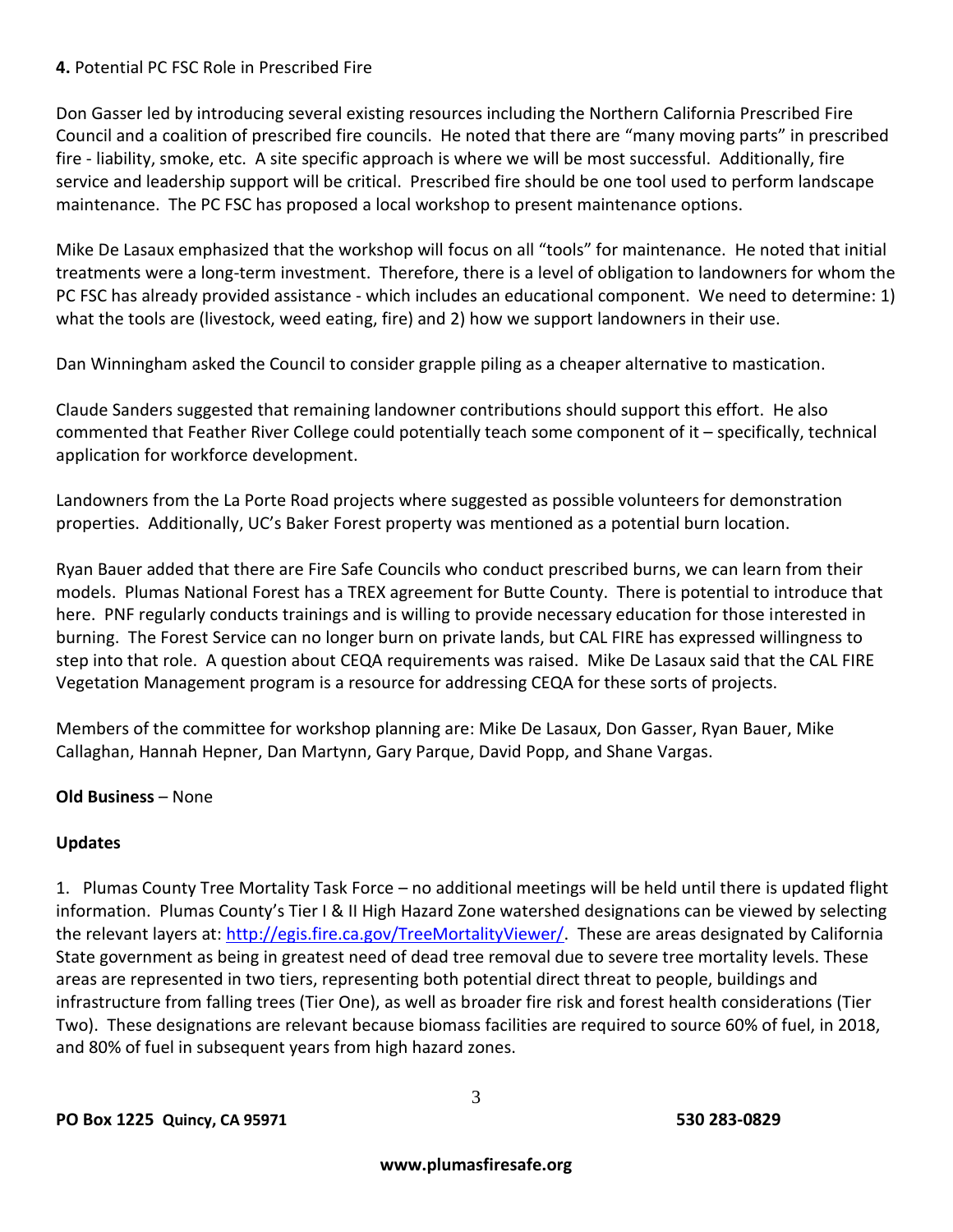**4.** Potential PC FSC Role in Prescribed Fire

Don Gasser led by introducing several existing resources including the Northern California Prescribed Fire Council and a coalition of prescribed fire councils. He noted that there are "many moving parts" in prescribed fire - liability, smoke, etc. A site specific approach is where we will be most successful. Additionally, fire service and leadership support will be critical. Prescribed fire should be one tool used to perform landscape maintenance. The PC FSC has proposed a local workshop to present maintenance options.

Mike De Lasaux emphasized that the workshop will focus on all "tools" for maintenance. He noted that initial treatments were a long-term investment. Therefore, there is a level of obligation to landowners for whom the PC FSC has already provided assistance - which includes an educational component. We need to determine: 1) what the tools are (livestock, weed eating, fire) and 2) how we support landowners in their use.

Dan Winningham asked the Council to consider grapple piling as a cheaper alternative to mastication.

Claude Sanders suggested that remaining landowner contributions should support this effort. He also commented that Feather River College could potentially teach some component of it – specifically, technical application for workforce development.

Landowners from the La Porte Road projects where suggested as possible volunteers for demonstration properties. Additionally, UC's Baker Forest property was mentioned as a potential burn location.

Ryan Bauer added that there are Fire Safe Councils who conduct prescribed burns, we can learn from their models. Plumas National Forest has a TREX agreement for Butte County. There is potential to introduce that here. PNF regularly conducts trainings and is willing to provide necessary education for those interested in burning. The Forest Service can no longer burn on private lands, but CAL FIRE has expressed willingness to step into that role. A question about CEQA requirements was raised. Mike De Lasaux said that the CAL FIRE Vegetation Management program is a resource for addressing CEQA for these sorts of projects.

Members of the committee for workshop planning are: Mike De Lasaux, Don Gasser, Ryan Bauer, Mike Callaghan, Hannah Hepner, Dan Martynn, Gary Parque, David Popp, and Shane Vargas.

**Old Business** – None

**Updates**

1. Plumas County Tree Mortality Task Force – no additional meetings will be held until there is updated flight information. Plumas County's Tier I & II High Hazard Zone watershed designations can be viewed by selecting the relevant layers at: http://egis.fire.ca.gov/TreeMortalityViewer/. These are areas designated by California State government as being in greatest need of dead tree removal due to severe tree mortality levels. These areas are represented in two tiers, representing both potential direct threat to people, buildings and infrastructure from falling trees (Tier One), as well as broader fire risk and forest health considerations (Tier Two). These designations are relevant because biomass facilities are required to source 60% of fuel, in 2018, and 80% of fuel in subsequent years from high hazard zones.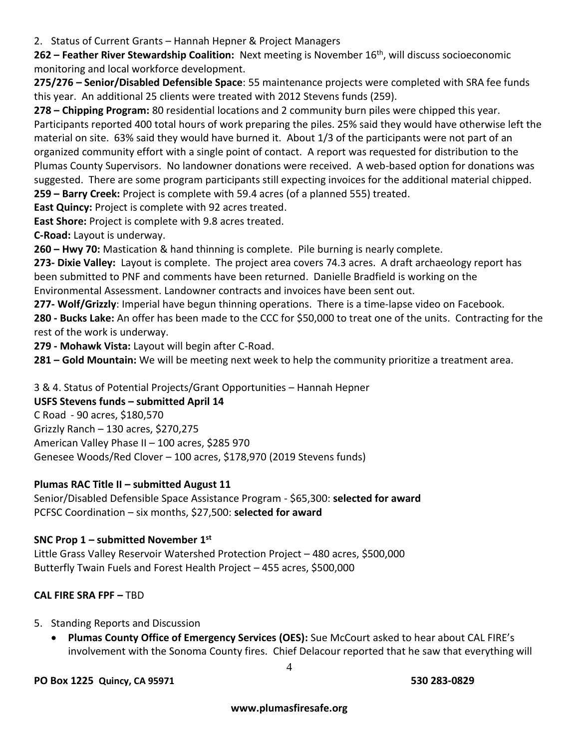2. Status of Current Grants – Hannah Hepner & Project Managers

**262 – Feather River Stewardship Coalition:** Next meeting is November 16th, will discuss socioeconomic monitoring and local workforce development.

**275/276 – Senior/Disabled Defensible Space**: 55 maintenance projects were completed with SRA fee funds this year. An additional 25 clients were treated with 2012 Stevens funds (259).

**278 – Chipping Program:** 80 residential locations and 2 community burn piles were chipped this year. Participants reported 400 total hours of work preparing the piles. 25% said they would have otherwise left the material on site. 63% said they would have burned it. About 1/3 of the participants were not part of an organized community effort with a single point of contact. A report was requested for distribution to the Plumas County Supervisors. No landowner donations were received. A web-based option for donations was suggested. There are some program participants still expecting invoices for the additional material chipped.

**259 – Barry Creek:** Project is complete with 59.4 acres (of a planned 555) treated.

**East Quincy:** Project is complete with 92 acres treated.

**East Shore:** Project is complete with 9.8 acres treated.

**C-Road:** Layout is underway.

**260 – Hwy 70:** Mastication & hand thinning is complete. Pile burning is nearly complete.

**273- Dixie Valley:** Layout is complete. The project area covers 74.3 acres. A draft archaeology report has been submitted to PNF and comments have been returned. Danielle Bradfield is working on the Environmental Assessment. Landowner contracts and invoices have been sent out.

**277- Wolf/Grizzly**: Imperial have begun thinning operations. There is a time-lapse video on Facebook.

**280 - Bucks Lake:** An offer has been made to the CCC for $50,000 to treat one of the units. Contracting for the rest of the work is underway.

**279 - Mohawk Vista:** Layout will begin after C-Road.

**281 – Gold Mountain:** We will be meeting next week to help the community prioritize a treatment area.

3 & 4. Status of Potential Projects/Grant Opportunities – Hannah Hepner

**USFS Stevens funds – submitted April 14**

C Road - 90 acres, $180,570
Grizzly Ranch – 130 acres, $270,275
American Valley Phase II – 100 acres, $285 970
Genesee Woods/Red Clover – 100 acres, $178,970 (2019 Stevens funds)

**Plumas RAC Title II – submitted August 11**

Senior/Disabled Defensible Space Assistance Program - $65,300: **selected for award**
PCFSC Coordination – six months, $27,500: **selected for award**

**SNC Prop 1 – submitted November 1st**

Little Grass Valley Reservoir Watershed Protection Project – 480 acres, $500,000
Butterfly Twain Fuels and Forest Health Project – 455 acres, $500,000

**CAL FIRE SRA FPF –** TBD

5. Standing Reports and Discussion

- **Plumas County Office of Emergency Services (OES):** Sue McCourt asked to hear about CAL FIRE's involvement with the Sonoma County fires. Chief Delacour reported that he saw that everything will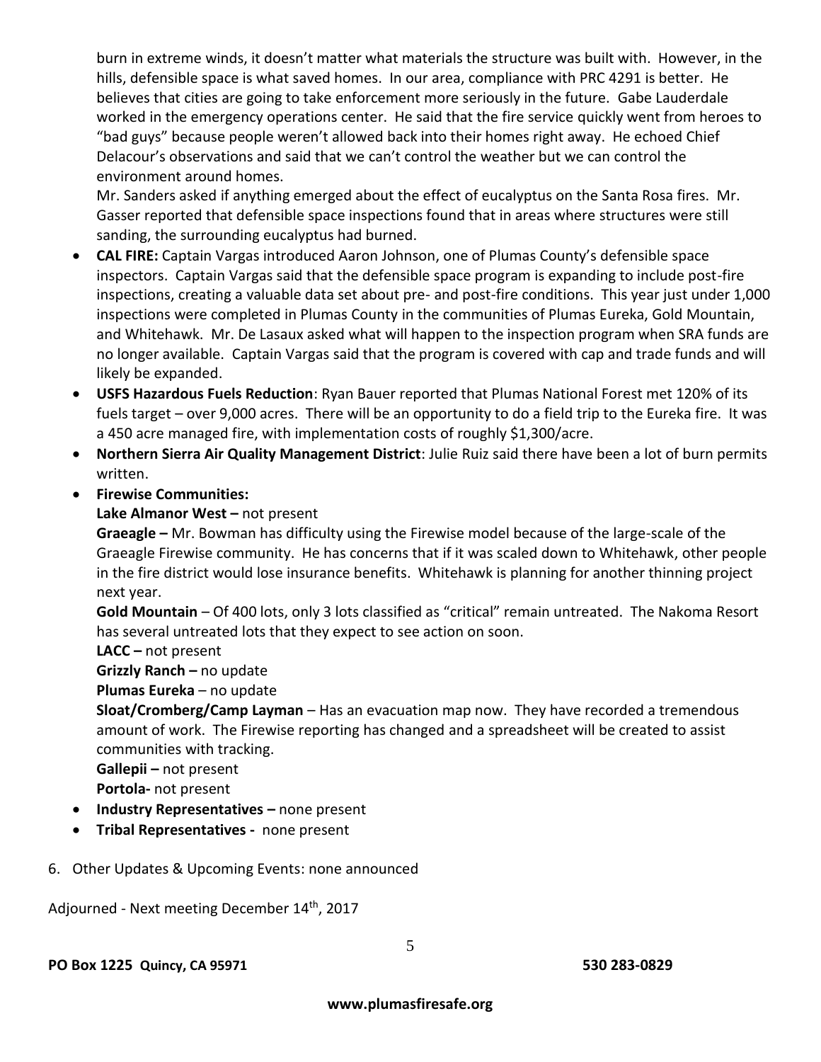burn in extreme winds, it doesn't matter what materials the structure was built with. However, in the hills, defensible space is what saved homes. In our area, compliance with PRC 4291 is better. He believes that cities are going to take enforcement more seriously in the future. Gabe Lauderdale worked in the emergency operations center. He said that the fire service quickly went from heroes to "bad guys" because people weren't allowed back into their homes right away. He echoed Chief Delacour's observations and said that we can't control the weather but we can control the environment around homes.

Mr. Sanders asked if anything emerged about the effect of eucalyptus on the Santa Rosa fires. Mr. Gasser reported that defensible space inspections found that in areas where structures were still sanding, the surrounding eucalyptus had burned.

- **CAL FIRE:** Captain Vargas introduced Aaron Johnson, one of Plumas County's defensible space inspectors. Captain Vargas said that the defensible space program is expanding to include post-fire inspections, creating a valuable data set about pre- and post-fire conditions. This year just under 1,000 inspections were completed in Plumas County in the communities of Plumas Eureka, Gold Mountain, and Whitehawk. Mr. De Lasaux asked what will happen to the inspection program when SRA funds are no longer available. Captain Vargas said that the program is covered with cap and trade funds and will likely be expanded.
- **USFS Hazardous Fuels Reduction**: Ryan Bauer reported that Plumas National Forest met 120% of its fuels target – over 9,000 acres. There will be an opportunity to do a field trip to the Eureka fire. It was a 450 acre managed fire, with implementation costs of roughly $1,300/acre.
- **Northern Sierra Air Quality Management District**: Julie Ruiz said there have been a lot of burn permits written.
- **Firewise Communities:**

  **Lake Almanor West –** not present

  **Graeagle –** Mr. Bowman has difficulty using the Firewise model because of the large-scale of the Graeagle Firewise community. He has concerns that if it was scaled down to Whitehawk, other people in the fire district would lose insurance benefits. Whitehawk is planning for another thinning project next year.

  **Gold Mountain** – Of 400 lots, only 3 lots classified as "critical" remain untreated. The Nakoma Resort has several untreated lots that they expect to see action on soon.

  **LACC –** not present

  **Grizzly Ranch –** no update

  **Plumas Eureka** – no update

  **Sloat/Cromberg/Camp Layman** – Has an evacuation map now. They have recorded a tremendous amount of work. The Firewise reporting has changed and a spreadsheet will be created to assist communities with tracking.

  **Gallepii –** not present

  **Portola-** not present
- **Industry Representatives –** none present
- **Tribal Representatives -** none present

6. Other Updates & Upcoming Events: none announced

Adjourned - Next meeting December 14th, 2017

**PO Box 1225 Quincy, CA 95971** **530 283-0829**

**www.plumasfiresafe.org**